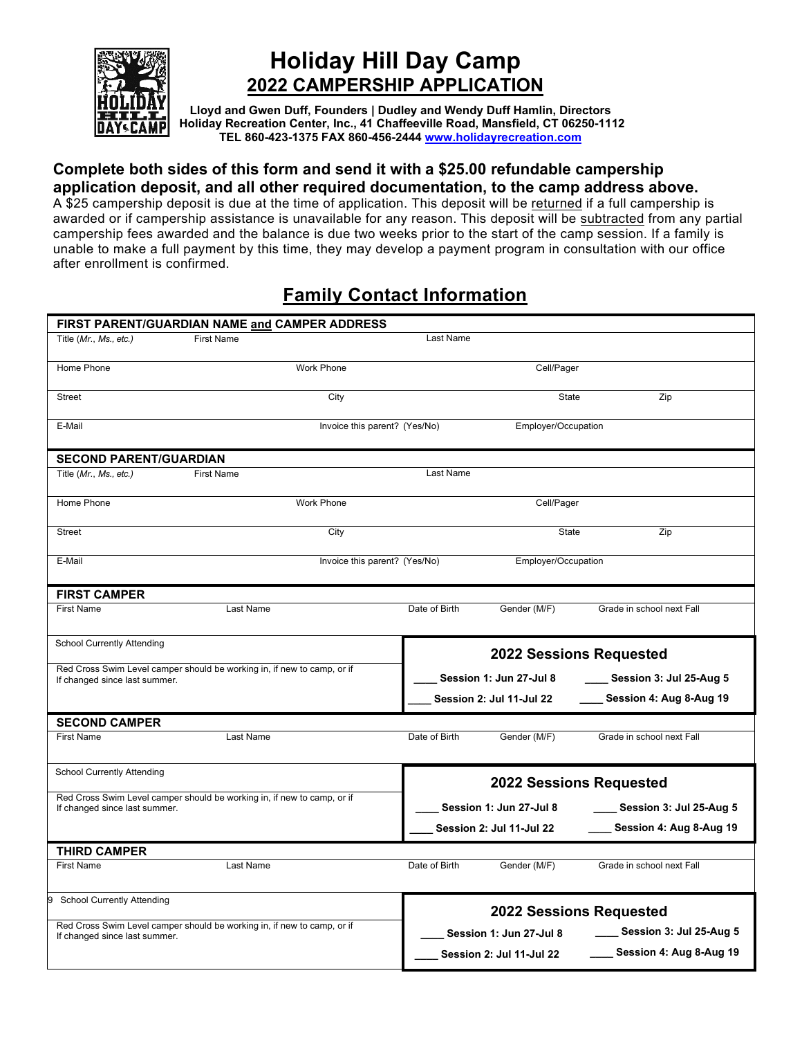# Holiday Hill Day Camp

## 2022 CAMPERSHIP APPLICATION

**Lloyd and Gwen Duff, Founders | Dudley and Wendy Duff Hamlin, Directors**
**Holiday Recreation Center, Inc., 41 Chaffeeville Road, Mansfield, CT 06250-1112**
**TEL 860-423-1375 FAX 860-456-2444 www.holidayrecreation.com**

**Complete both sides of this form and send it with a $25.00 refundable campership application deposit, and all other required documentation, to the camp address above.**

A $25 campership deposit is due at the time of application. This deposit will be returned if a full campership is awarded or if campership assistance is unavailable for any reason. This deposit will be subtracted from any partial campership fees awarded and the balance is due two weeks prior to the start of the camp session. If a family is unable to make a full payment by this time, they may develop a payment program in consultation with our office after enrollment is confirmed.

## Family Contact Information

**FIRST PARENT/GUARDIAN NAME and CAMPER ADDRESS**

| Title (*Mr., Ms., etc.*) | First Name | Last Name | |
|---|---|---|---|
| Home Phone | Work Phone | Cell/Pager | |
| Street | City | State | Zip |
| E-Mail | Invoice this parent? (Yes/No) | Employer/Occupation | |

**SECOND PARENT/GUARDIAN**

| Title (*Mr., Ms., etc.*) | First Name | Last Name | |
|---|---|---|---|
| Home Phone | Work Phone | Cell/Pager | |
| Street | City | State | Zip |
| E-Mail | Invoice this parent? (Yes/No) | Employer/Occupation | |

**FIRST CAMPER**

| First Name | Last Name | Date of Birth | Gender (M/F) | Grade in school next Fall |
|---|---|---|---|---|

School Currently Attending

Red Cross Swim Level camper should be working in, if new to camp, or if If changed since last summer.

**2022 Sessions Requested**

- ____ **Session 1: Jun 27-Jul 8**
- ____ **Session 2: Jul 11-Jul 22**
- ____ **Session 3: Jul 25-Aug 5**
- ____ **Session 4: Aug 8-Aug 19**

**SECOND CAMPER**

| First Name | Last Name | Date of Birth | Gender (M/F) | Grade in school next Fall |
|---|---|---|---|---|

School Currently Attending

Red Cross Swim Level camper should be working in, if new to camp, or if If changed since last summer.

**2022 Sessions Requested**

- ____ **Session 1: Jun 27-Jul 8**
- ____ **Session 2: Jul 11-Jul 22**
- ____ **Session 3: Jul 25-Aug 5**
- ____ **Session 4: Aug 8-Aug 19**

**THIRD CAMPER**

| First Name | Last Name | Date of Birth | Gender (M/F) | Grade in school next Fall |
|---|---|---|---|---|

9 School Currently Attending

Red Cross Swim Level camper should be working in, if new to camp, or if If changed since last summer.

**2022 Sessions Requested**

- ____ **Session 1: Jun 27-Jul 8**
- ____ **Session 2: Jul 11-Jul 22**
- ____ **Session 3: Jul 25-Aug 5**
- ____ **Session 4: Aug 8-Aug 19**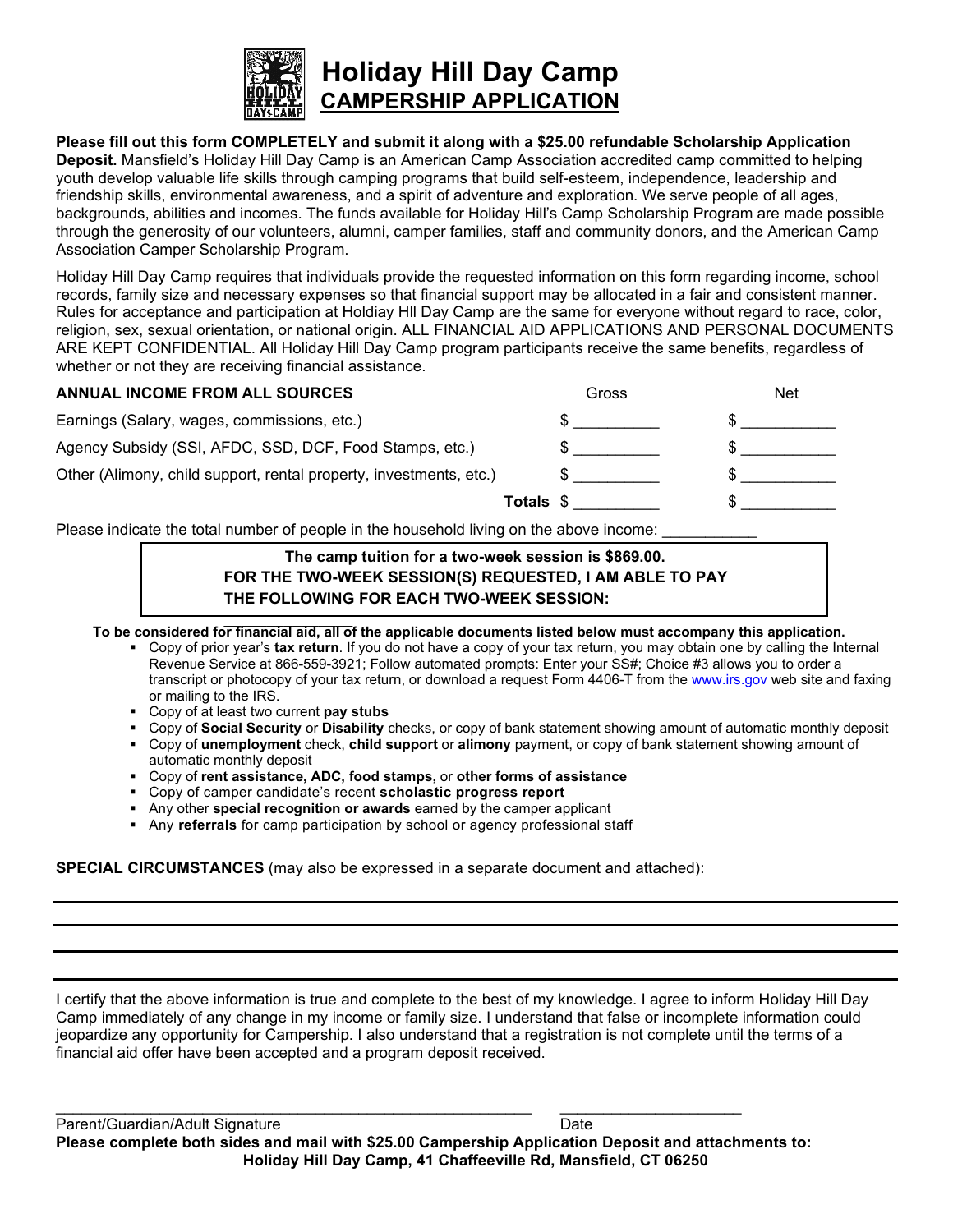# Holiday Hill Day Camp

## CAMPERSHIP APPLICATION

**Please fill out this form COMPLETELY and submit it along with a $25.00 refundable Scholarship Application Deposit.** Mansfield's Holiday Hill Day Camp is an American Camp Association accredited camp committed to helping youth develop valuable life skills through camping programs that build self-esteem, independence, leadership and friendship skills, environmental awareness, and a spirit of adventure and exploration. We serve people of all ages, backgrounds, abilities and incomes. The funds available for Holiday Hill's Camp Scholarship Program are made possible through the generosity of our volunteers, alumni, camper families, staff and community donors, and the American Camp Association Camper Scholarship Program.

Holiday Hill Day Camp requires that individuals provide the requested information on this form regarding income, school records, family size and necessary expenses so that financial support may be allocated in a fair and consistent manner. Rules for acceptance and participation at Holdiay Hll Day Camp are the same for everyone without regard to race, color, religion, sex, sexual orientation, or national origin. ALL FINANCIAL AID APPLICATIONS AND PERSONAL DOCUMENTS ARE KEPT CONFIDENTIAL. All Holiday Hill Day Camp program participants receive the same benefits, regardless of whether or not they are receiving financial assistance.

| **ANNUAL INCOME FROM ALL SOURCES** | Gross | Net |
|---|---|---|
| Earnings (Salary, wages, commissions, etc.) | $ __________ | $ ___________ |
| Agency Subsidy (SSI, AFDC, SSD, DCF, Food Stamps, etc.) | $ __________ | $ ___________ |
| Other (Alimony, child support, rental property, investments, etc.) | $ __________ | $ ___________ |
| **Totals** | $ __________ | $ ___________ |

Please indicate the total number of people in the household living on the above income: ___________

**The camp tuition for a two-week session is $869.00.**
**FOR THE TWO-WEEK SESSION(S) REQUESTED, I AM ABLE TO PAY THE FOLLOWING FOR EACH TWO-WEEK SESSION:**

**To be considered for financial aid, all of the applicable documents listed below must accompany this application.**

- Copy of prior year's **tax return**. If you do not have a copy of your tax return, you may obtain one by calling the Internal Revenue Service at 866-559-3921; Follow automated prompts: Enter your SS#; Choice #3 allows you to order a transcript or photocopy of your tax return, or download a request Form 4406-T from the www.irs.gov web site and faxing or mailing to the IRS.
- Copy of at least two current **pay stubs**
- Copy of **Social Security** or **Disability** checks, or copy of bank statement showing amount of automatic monthly deposit
- Copy of **unemployment** check, **child support** or **alimony** payment, or copy of bank statement showing amount of automatic monthly deposit
- Copy of **rent assistance, ADC, food stamps,** or **other forms of assistance**
- Copy of camper candidate's recent **scholastic progress report**
- Any other **special recognition or awards** earned by the camper applicant
- Any **referrals** for camp participation by school or agency professional staff

**SPECIAL CIRCUMSTANCES** (may also be expressed in a separate document and attached):

______________________________________________________________________

______________________________________________________________________

______________________________________________________________________

______________________________________________________________________

I certify that the above information is true and complete to the best of my knowledge. I agree to inform Holiday Hill Day Camp immediately of any change in my income or family size. I understand that false or incomplete information could jeopardize any opportunity for Campership. I also understand that a registration is not complete until the terms of a financial aid offer have been accepted and a program deposit received.

_______________________________________________________ _____________________

Parent/Guardian/Adult Signature Date

**Please complete both sides and mail with $25.00 Campership Application Deposit and attachments to:**
**Holiday Hill Day Camp, 41 Chaffeeville Rd, Mansfield, CT 06250**